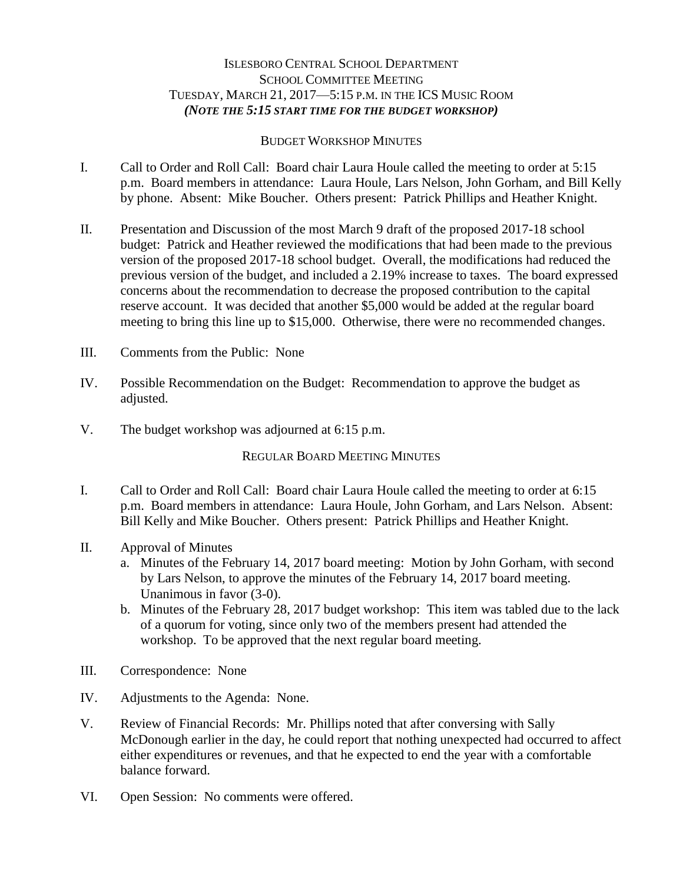# Islesboro Central School Department
## School Committee Meeting
## Tuesday, March 21, 2017—5:15 p.m. in the ICS Music Room
***(Note the 5:15 start time for the budget workshop)***

### Budget Workshop Minutes

I. Call to Order and Roll Call: Board chair Laura Houle called the meeting to order at 5:15 p.m. Board members in attendance: Laura Houle, Lars Nelson, John Gorham, and Bill Kelly by phone. Absent: Mike Boucher. Others present: Patrick Phillips and Heather Knight.

II. Presentation and Discussion of the most March 9 draft of the proposed 2017-18 school budget: Patrick and Heather reviewed the modifications that had been made to the previous version of the proposed 2017-18 school budget. Overall, the modifications had reduced the previous version of the budget, and included a 2.19% increase to taxes. The board expressed concerns about the recommendation to decrease the proposed contribution to the capital reserve account. It was decided that another $5,000 would be added at the regular board meeting to bring this line up to $15,000. Otherwise, there were no recommended changes.

III. Comments from the Public: None

IV. Possible Recommendation on the Budget: Recommendation to approve the budget as adjusted.

V. The budget workshop was adjourned at 6:15 p.m.

### Regular Board Meeting Minutes

I. Call to Order and Roll Call: Board chair Laura Houle called the meeting to order at 6:15 p.m. Board members in attendance: Laura Houle, John Gorham, and Lars Nelson. Absent: Bill Kelly and Mike Boucher. Others present: Patrick Phillips and Heather Knight.

II. Approval of Minutes
   a. Minutes of the February 14, 2017 board meeting: Motion by John Gorham, with second by Lars Nelson, to approve the minutes of the February 14, 2017 board meeting. Unanimous in favor (3-0).
   b. Minutes of the February 28, 2017 budget workshop: This item was tabled due to the lack of a quorum for voting, since only two of the members present had attended the workshop. To be approved that the next regular board meeting.

III. Correspondence: None

IV. Adjustments to the Agenda: None.

V. Review of Financial Records: Mr. Phillips noted that after conversing with Sally McDonough earlier in the day, he could report that nothing unexpected had occurred to affect either expenditures or revenues, and that he expected to end the year with a comfortable balance forward.

VI. Open Session: No comments were offered.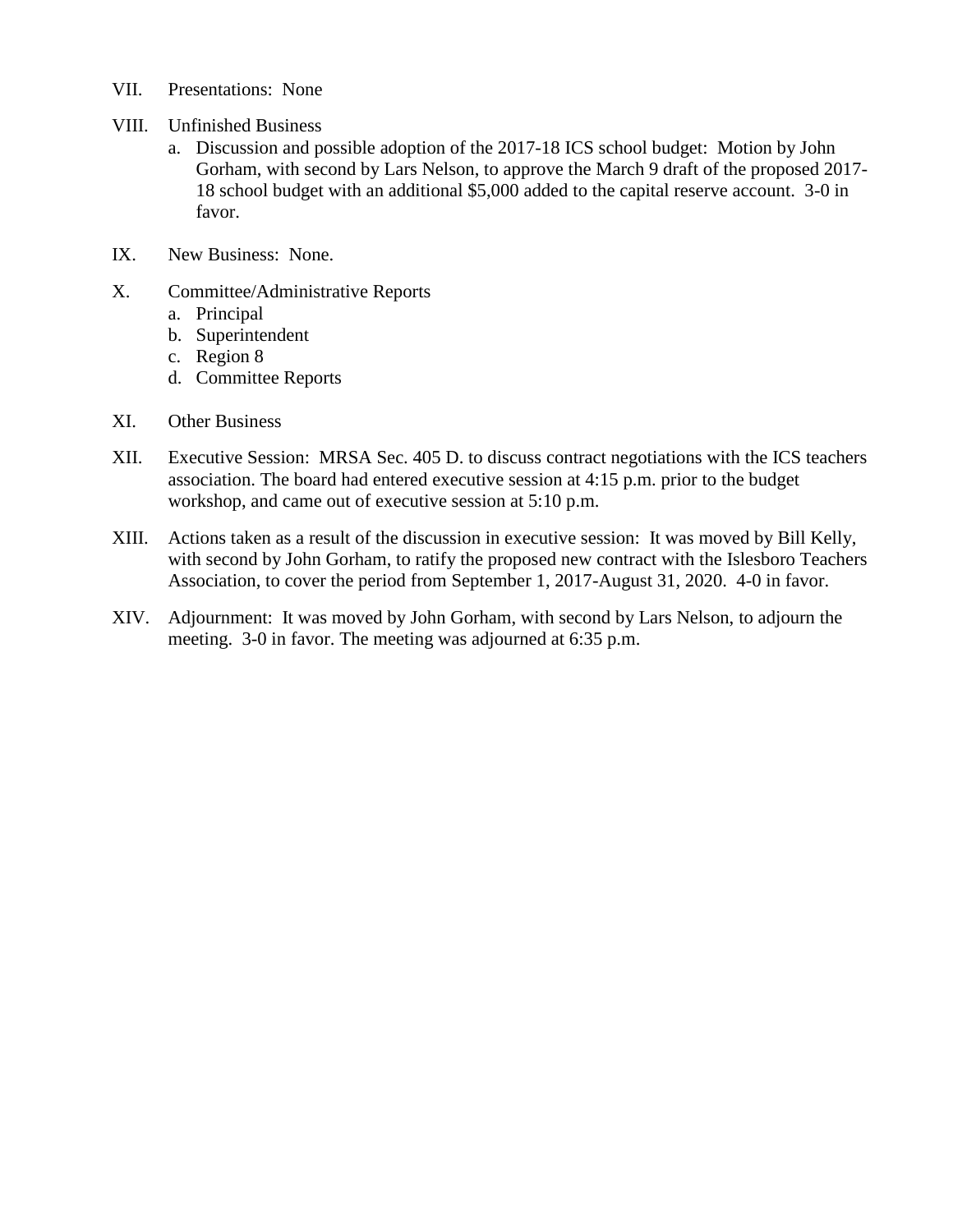VII. Presentations: None

VIII. Unfinished Business
   a. Discussion and possible adoption of the 2017-18 ICS school budget: Motion by John Gorham, with second by Lars Nelson, to approve the March 9 draft of the proposed 2017-18 school budget with an additional $5,000 added to the capital reserve account. 3-0 in favor.

IX. New Business: None.

X. Committee/Administrative Reports
   a. Principal
   b. Superintendent
   c. Region 8
   d. Committee Reports

XI. Other Business

XII. Executive Session: MRSA Sec. 405 D. to discuss contract negotiations with the ICS teachers association. The board had entered executive session at 4:15 p.m. prior to the budget workshop, and came out of executive session at 5:10 p.m.

XIII. Actions taken as a result of the discussion in executive session: It was moved by Bill Kelly, with second by John Gorham, to ratify the proposed new contract with the Islesboro Teachers Association, to cover the period from September 1, 2017-August 31, 2020. 4-0 in favor.

XIV. Adjournment: It was moved by John Gorham, with second by Lars Nelson, to adjourn the meeting. 3-0 in favor. The meeting was adjourned at 6:35 p.m.